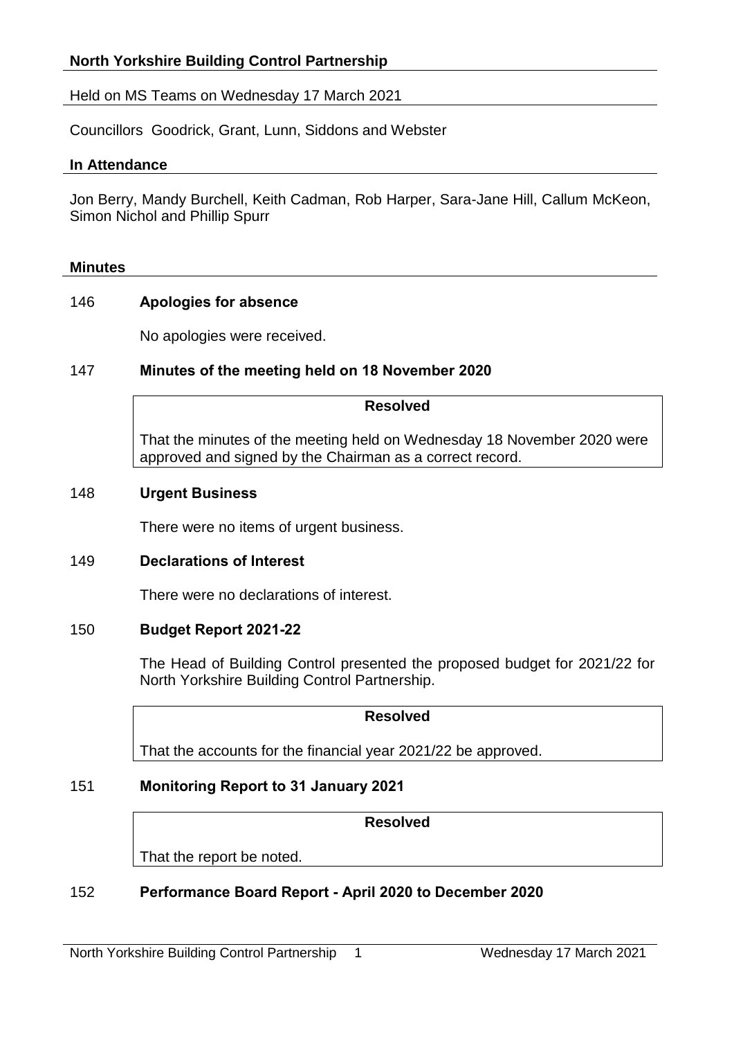## North Yorkshire Building Control Partnership

Held on MS Teams on Wednesday 17 March 2021

Councillors Goodrick, Grant, Lunn, Siddons and Webster

### In Attendance

Jon Berry, Mandy Burchell, Keith Cadman, Rob Harper, Sara-Jane Hill, Callum McKeon, Simon Nichol and Phillip Spurr

### Minutes

146 **Apologies for absence**

No apologies were received.

147 **Minutes of the meeting held on 18 November 2020**

**Resolved**

That the minutes of the meeting held on Wednesday 18 November 2020 were approved and signed by the Chairman as a correct record.

148 **Urgent Business**

There were no items of urgent business.

149 **Declarations of Interest**

There were no declarations of interest.

150 **Budget Report 2021-22**

The Head of Building Control presented the proposed budget for 2021/22 for North Yorkshire Building Control Partnership.

**Resolved**

That the accounts for the financial year 2021/22 be approved.

151 **Monitoring Report to 31 January 2021**

**Resolved**

That the report be noted.

152 **Performance Board Report - April 2020 to December 2020**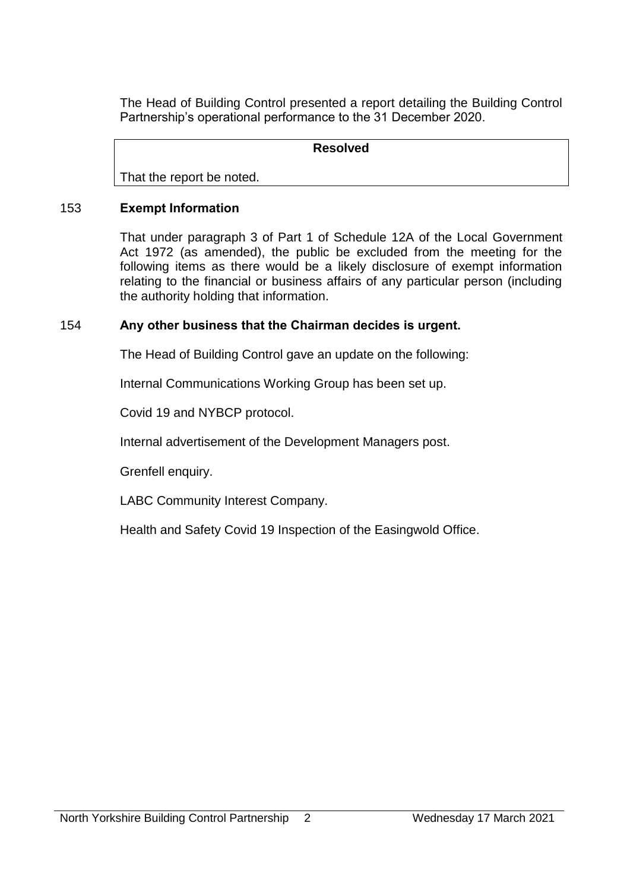The Head of Building Control presented a report detailing the Building Control Partnership's operational performance to the 31 December 2020.

**Resolved**

That the report be noted.

### 153 Exempt Information

That under paragraph 3 of Part 1 of Schedule 12A of the Local Government Act 1972 (as amended), the public be excluded from the meeting for the following items as there would be a likely disclosure of exempt information relating to the financial or business affairs of any particular person (including the authority holding that information.

### 154 Any other business that the Chairman decides is urgent.

The Head of Building Control gave an update on the following:

Internal Communications Working Group has been set up.

Covid 19 and NYBCP protocol.

Internal advertisement of the Development Managers post.

Grenfell enquiry.

LABC Community Interest Company.

Health and Safety Covid 19 Inspection of the Easingwold Office.